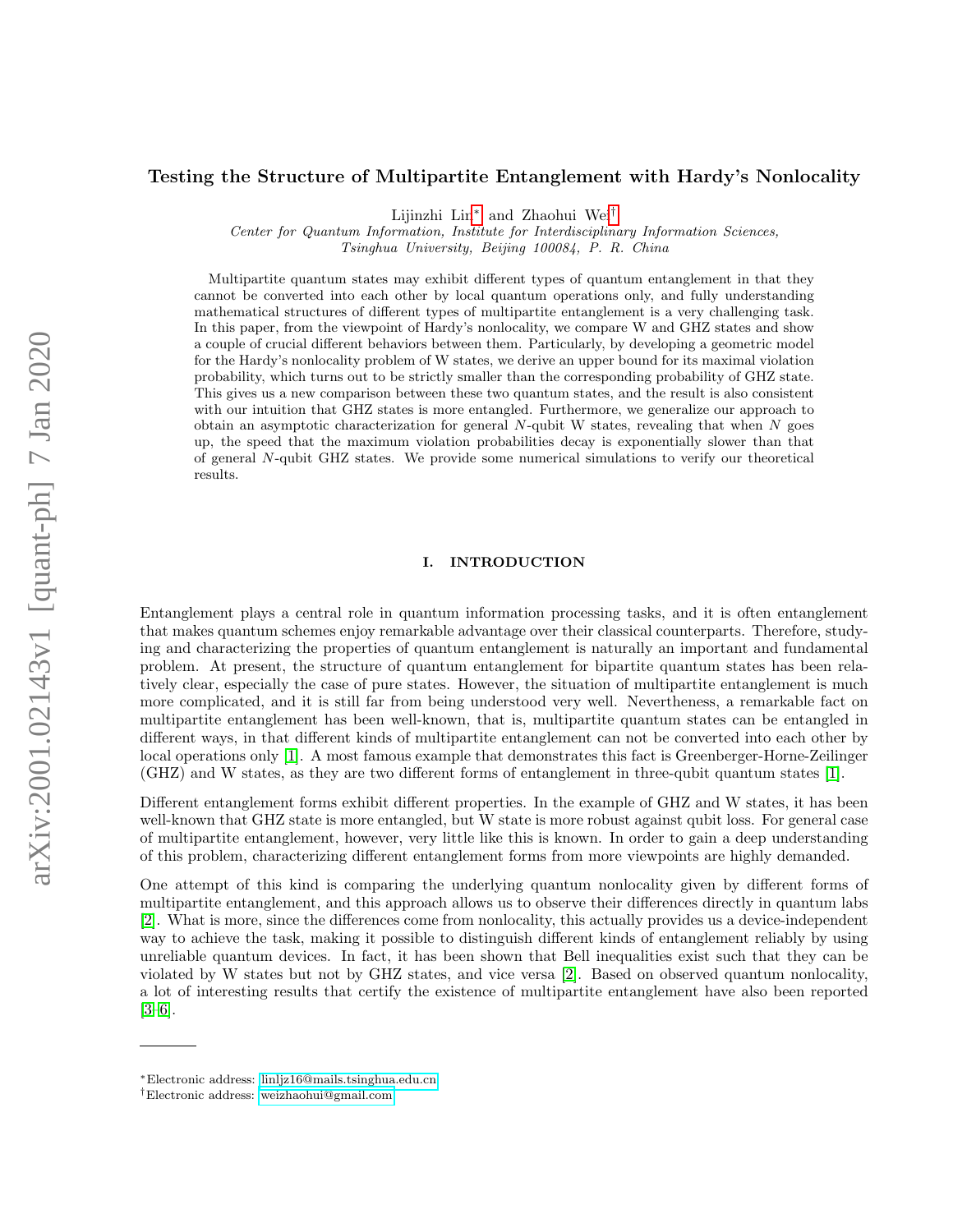# Testing the Structure of Multipartite Entanglement with Hardy's Nonlocality

Lijinzhi Lin[*] and Zhaohui Wei[†]

*Center for Quantum Information, Institute for Interdisciplinary Information Sciences, Tsinghua University, Beijing 100084, P. R. China*

Multipartite quantum states may exhibit different types of quantum entanglement in that they cannot be converted into each other by local quantum operations only, and fully understanding mathematical structures of different types of multipartite entanglement is a very challenging task. In this paper, from the viewpoint of Hardy's nonlocality, we compare W and GHZ states and show a couple of crucial different behaviors between them. Particularly, by developing a geometric model for the Hardy's nonlocality problem of W states, we derive an upper bound for its maximal violation probability, which turns out to be strictly smaller than the corresponding probability of GHZ state. This gives us a new comparison between these two quantum states, and the result is also consistent with our intuition that GHZ states is more entangled. Furthermore, we generalize our approach to obtain an asymptotic characterization for general $N$-qubit W states, revealing that when $N$ goes up, the speed that the maximum violation probabilities decay is exponentially slower than that of general $N$-qubit GHZ states. We provide some numerical simulations to verify our theoretical results.

## I. INTRODUCTION

Entanglement plays a central role in quantum information processing tasks, and it is often entanglement that makes quantum schemes enjoy remarkable advantage over their classical counterparts. Therefore, studying and characterizing the properties of quantum entanglement is naturally an important and fundamental problem. At present, the structure of quantum entanglement for bipartite quantum states has been relatively clear, especially the case of pure states. However, the situation of multipartite entanglement is much more complicated, and it is still far from being understood very well. Nevertheness, a remarkable fact on multipartite entanglement has been well-known, that is, multipartite quantum states can be entangled in different ways, in that different kinds of multipartite entanglement can not be converted into each other by local operations only [1]. A most famous example that demonstrates this fact is Greenberger-Horne-Zeilinger (GHZ) and W states, as they are two different forms of entanglement in three-qubit quantum states [1].

Different entanglement forms exhibit different properties. In the example of GHZ and W states, it has been well-known that GHZ state is more entangled, but W state is more robust against qubit loss. For general case of multipartite entanglement, however, very little like this is known. In order to gain a deep understanding of this problem, characterizing different entanglement forms from more viewpoints are highly demanded.

One attempt of this kind is comparing the underlying quantum nonlocality given by different forms of multipartite entanglement, and this approach allows us to observe their differences directly in quantum labs [2]. What is more, since the differences come from nonlocality, this actually provides us a device-independent way to achieve the task, making it possible to distinguish different kinds of entanglement reliably by using unreliable quantum devices. In fact, it has been shown that Bell inequalities exist such that they can be violated by W states but not by GHZ states, and vice versa [2]. Based on observed quantum nonlocality, a lot of interesting results that certify the existence of multipartite entanglement have also been reported [3–6].

---

[*]Electronic address: linljz16@mails.tsinghua.edu.cn

[†]Electronic address: weizhaohui@gmail.com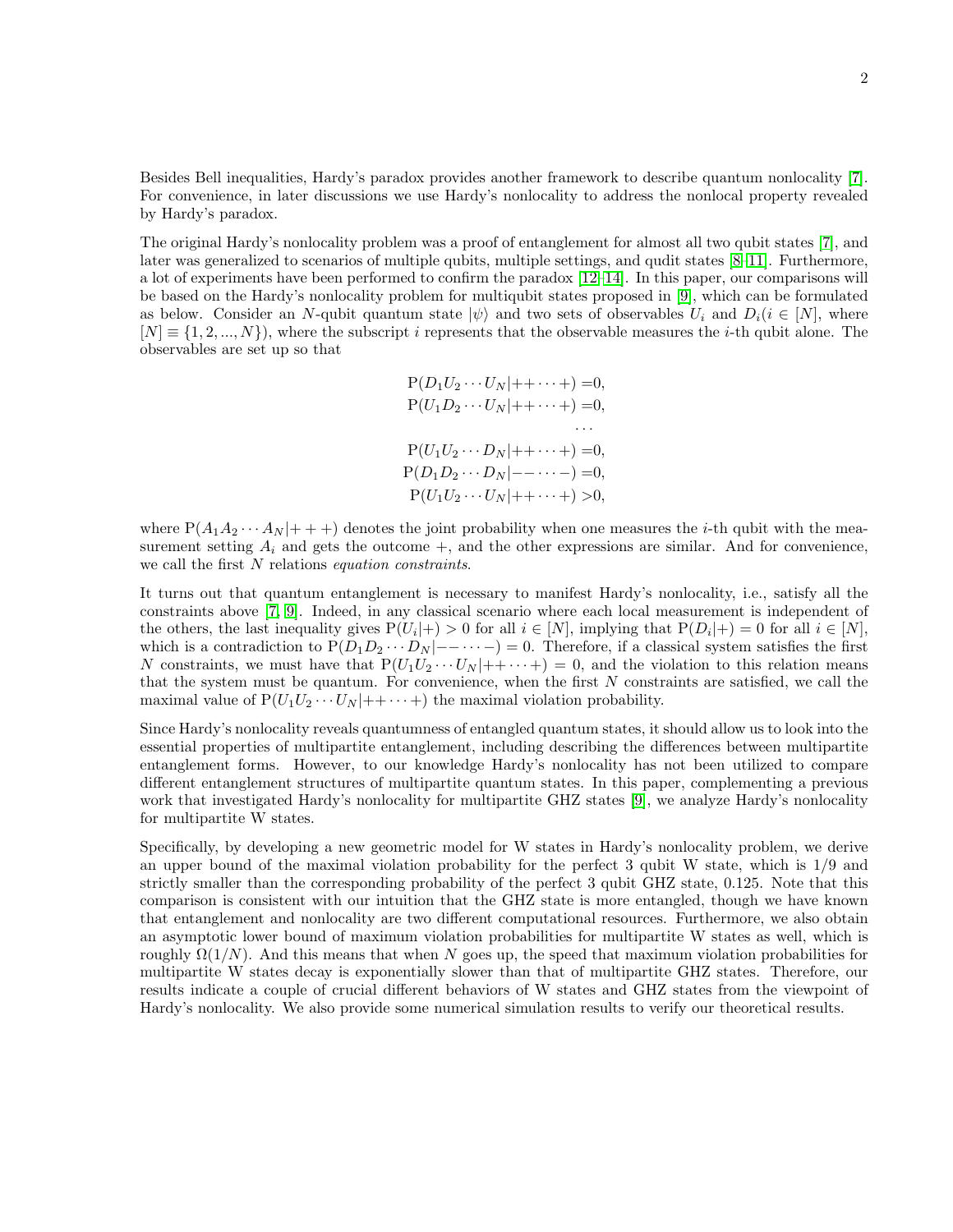Besides Bell inequalities, Hardy's paradox provides another framework to describe quantum nonlocality [7]. For convenience, in later discussions we use Hardy's nonlocality to address the nonlocal property revealed by Hardy's paradox.

The original Hardy's nonlocality problem was a proof of entanglement for almost all two qubit states [7], and later was generalized to scenarios of multiple qubits, multiple settings, and qudit states [8–11]. Furthermore, a lot of experiments have been performed to confirm the paradox [12–14]. In this paper, our comparisons will be based on the Hardy's nonlocality problem for multiqubit states proposed in [9], which can be formulated as below. Consider an $N$-qubit quantum state $|\psi\rangle$ and two sets of observables $U_i$ and $D_i$ ($i \in [N]$, where $[N] \equiv \{1, 2, ..., N\}$), where the subscript $i$ represents that the observable measures the $i$-th qubit alone. The observables are set up so that

$$
\begin{aligned}
\mathrm{P}(D_1U_2\cdots U_N|++\cdots+) =&0,\\
\mathrm{P}(U_1D_2\cdots U_N|++\cdots+) =&0,\\
&\cdots\\
\mathrm{P}(U_1U_2\cdots D_N|++\cdots+) =&0,\\
\mathrm{P}(D_1D_2\cdots D_N|--\cdots-) =&0,\\
\mathrm{P}(U_1U_2\cdots U_N|++\cdots+) >&0,
\end{aligned}
$$

where $\mathrm{P}(A_1A_2\cdots A_N|+++)$ denotes the joint probability when one measures the $i$-th qubit with the measurement setting $A_i$ and gets the outcome $+$, and the other expressions are similar. And for convenience, we call the first $N$ relations *equation constraints*.

It turns out that quantum entanglement is necessary to manifest Hardy's nonlocality, i.e., satisfy all the constraints above [7, 9]. Indeed, in any classical scenario where each local measurement is independent of the others, the last inequality gives $\mathrm{P}(U_i|+) > 0$ for all $i \in [N]$, implying that $\mathrm{P}(D_i|+) = 0$ for all $i \in [N]$, which is a contradiction to $\mathrm{P}(D_1D_2\cdots D_N|--\cdots-) = 0$. Therefore, if a classical system satisfies the first $N$ constraints, we must have that $\mathrm{P}(U_1U_2\cdots U_N|++\cdots+) = 0$, and the violation to this relation means that the system must be quantum. For convenience, when the first $N$ constraints are satisfied, we call the maximal value of $\mathrm{P}(U_1U_2\cdots U_N|++\cdots+)$ the maximal violation probability.

Since Hardy's nonlocality reveals quantumness of entangled quantum states, it should allow us to look into the essential properties of multipartite entanglement, including describing the differences between multipartite entanglement forms. However, to our knowledge Hardy's nonlocality has not been utilized to compare different entanglement structures of multipartite quantum states. In this paper, complementing a previous work that investigated Hardy's nonlocality for multipartite GHZ states [9], we analyze Hardy's nonlocality for multipartite W states.

Specifically, by developing a new geometric model for W states in Hardy's nonlocality problem, we derive an upper bound of the maximal violation probability for the perfect 3 qubit W state, which is 1/9 and strictly smaller than the corresponding probability of the perfect 3 qubit GHZ state, 0.125. Note that this comparison is consistent with our intuition that the GHZ state is more entangled, though we have known that entanglement and nonlocality are two different computational resources. Furthermore, we also obtain an asymptotic lower bound of maximum violation probabilities for multipartite W states as well, which is roughly $\Omega(1/N)$. And this means that when $N$ goes up, the speed that maximum violation probabilities for multipartite W states decay is exponentially slower than that of multipartite GHZ states. Therefore, our results indicate a couple of crucial different behaviors of W states and GHZ states from the viewpoint of Hardy's nonlocality. We also provide some numerical simulation results to verify our theoretical results.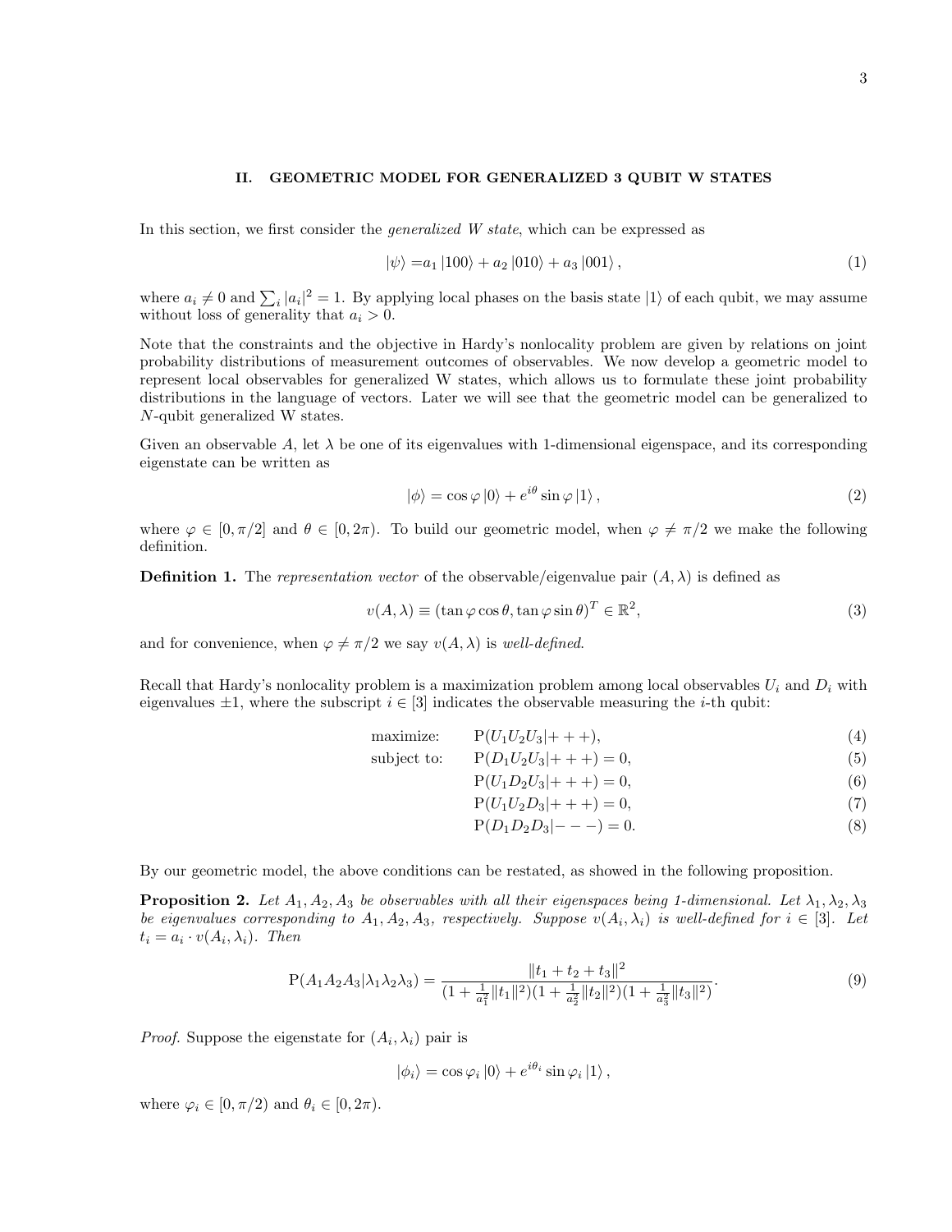## II. GEOMETRIC MODEL FOR GENERALIZED 3 QUBIT W STATES

In this section, we first consider the *generalized W state*, which can be expressed as

$$|\psi\rangle = a_1 |100\rangle + a_2 |010\rangle + a_3 |001\rangle , \tag{1}$$

where $a_i \neq 0$ and $\sum_i |a_i|^2 = 1$. By applying local phases on the basis state $|1\rangle$ of each qubit, we may assume without loss of generality that $a_i > 0$.

Note that the constraints and the objective in Hardy's nonlocality problem are given by relations on joint probability distributions of measurement outcomes of observables. We now develop a geometric model to represent local observables for generalized W states, which allows us to formulate these joint probability distributions in the language of vectors. Later we will see that the geometric model can be generalized to $N$-qubit generalized W states.

Given an observable $A$, let $\lambda$ be one of its eigenvalues with 1-dimensional eigenspace, and its corresponding eigenstate can be written as

$$|\phi\rangle = \cos\varphi |0\rangle + e^{i\theta} \sin\varphi |1\rangle , \tag{2}$$

where $\varphi \in [0, \pi/2]$ and $\theta \in [0, 2\pi)$. To build our geometric model, when $\varphi \neq \pi/2$ we make the following definition.

**Definition 1.** The *representation vector* of the observable/eigenvalue pair $(A, \lambda)$ is defined as

$$v(A, \lambda) \equiv (\tan\varphi \cos\theta, \tan\varphi \sin\theta)^T \in \mathbb{R}^2, \tag{3}$$

and for convenience, when $\varphi \neq \pi/2$ we say $v(A, \lambda)$ is *well-defined*.

Recall that Hardy's nonlocality problem is a maximization problem among local observables $U_i$ and $D_i$ with eigenvalues $\pm 1$, where the subscript $i \in [3]$ indicates the observable measuring the $i$-th qubit:

$$\begin{aligned}
\text{maximize:} \quad & \mathrm{P}(U_1 U_2 U_3 | +++), && (4)\\
\text{subject to:} \quad & \mathrm{P}(D_1 U_2 U_3 | +++) = 0, && (5)\\
& \mathrm{P}(U_1 D_2 U_3 | +++) = 0, && (6)\\
& \mathrm{P}(U_1 U_2 D_3 | +++) = 0, && (7)\\
& \mathrm{P}(D_1 D_2 D_3 | ---) = 0. && (8)
\end{aligned}$$

By our geometric model, the above conditions can be restated, as showed in the following proposition.

**Proposition 2.** *Let $A_1, A_2, A_3$ be observables with all their eigenspaces being 1-dimensional. Let $\lambda_1, \lambda_2, \lambda_3$ be eigenvalues corresponding to $A_1, A_2, A_3$, respectively. Suppose $v(A_i, \lambda_i)$ is well-defined for $i \in [3]$. Let $t_i = a_i \cdot v(A_i, \lambda_i)$. Then*

$$\mathrm{P}(A_1 A_2 A_3 | \lambda_1 \lambda_2 \lambda_3) = \frac{\|t_1 + t_2 + t_3\|^2}{(1 + \frac{1}{a_1^2}\|t_1\|^2)(1 + \frac{1}{a_2^2}\|t_2\|^2)(1 + \frac{1}{a_3^2}\|t_3\|^2)}. \tag{9}$$

*Proof.* Suppose the eigenstate for $(A_i, \lambda_i)$ pair is

$$|\phi_i\rangle = \cos\varphi_i |0\rangle + e^{i\theta_i} \sin\varphi_i |1\rangle ,$$

where $\varphi_i \in [0, \pi/2)$ and $\theta_i \in [0, 2\pi)$.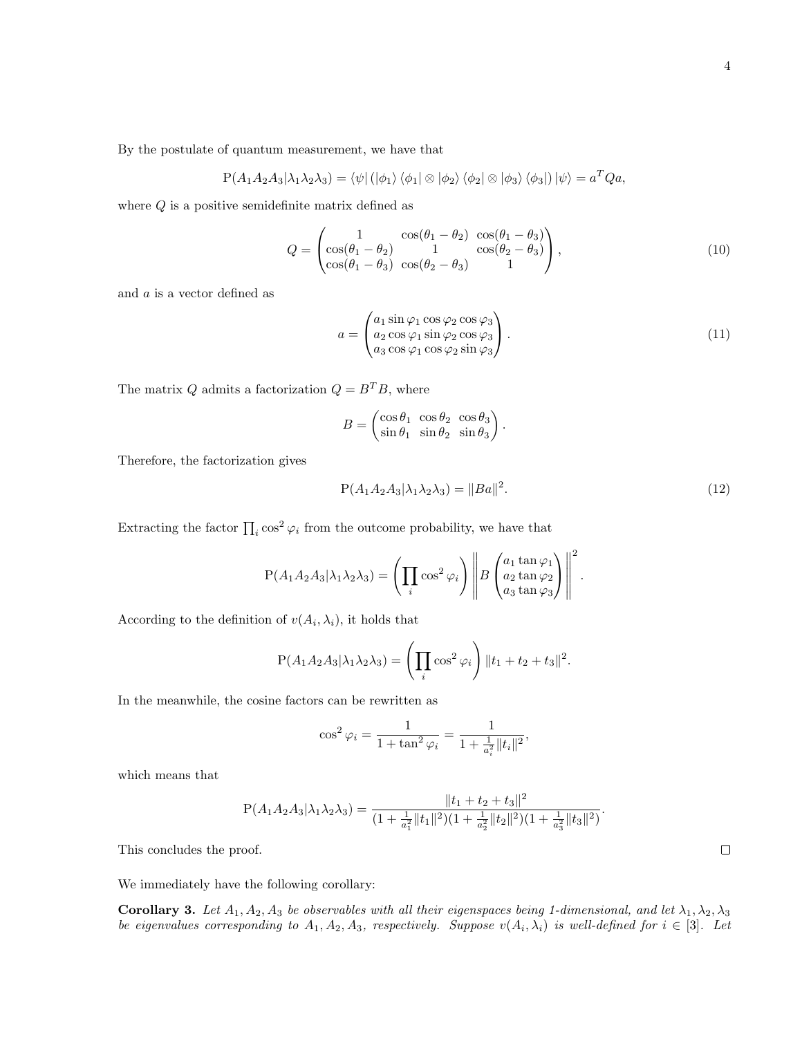By the postulate of quantum measurement, we have that

$$\mathrm{P}(A_1A_2A_3|\lambda_1\lambda_2\lambda_3) = \langle\psi| \left(|\phi_1\rangle\langle\phi_1| \otimes |\phi_2\rangle\langle\phi_2| \otimes |\phi_3\rangle\langle\phi_3|\right)|\psi\rangle = a^T Q a,$$

where $Q$ is a positive semidefinite matrix defined as

$$Q = \begin{pmatrix} 1 & \cos(\theta_1-\theta_2) & \cos(\theta_1-\theta_3) \\ \cos(\theta_1-\theta_2) & 1 & \cos(\theta_2-\theta_3) \\ \cos(\theta_1-\theta_3) & \cos(\theta_2-\theta_3) & 1 \end{pmatrix}, \tag{10}$$

and $a$ is a vector defined as

$$a = \begin{pmatrix} a_1 \sin\varphi_1 \cos\varphi_2 \cos\varphi_3 \\ a_2 \cos\varphi_1 \sin\varphi_2 \cos\varphi_3 \\ a_3 \cos\varphi_1 \cos\varphi_2 \sin\varphi_3 \end{pmatrix}. \tag{11}$$

The matrix $Q$ admits a factorization $Q = B^T B$, where

$$B = \begin{pmatrix} \cos\theta_1 & \cos\theta_2 & \cos\theta_3 \\ \sin\theta_1 & \sin\theta_2 & \sin\theta_3 \end{pmatrix}.$$

Therefore, the factorization gives

$$\mathrm{P}(A_1A_2A_3|\lambda_1\lambda_2\lambda_3) = \|Ba\|^2. \tag{12}$$

Extracting the factor $\prod_i \cos^2\varphi_i$ from the outcome probability, we have that

$$\mathrm{P}(A_1A_2A_3|\lambda_1\lambda_2\lambda_3) = \left(\prod_i \cos^2\varphi_i\right) \left\| B \begin{pmatrix} a_1 \tan\varphi_1 \\ a_2 \tan\varphi_2 \\ a_3 \tan\varphi_3 \end{pmatrix} \right\|^2.$$

According to the definition of $v(A_i, \lambda_i)$, it holds that

$$\mathrm{P}(A_1A_2A_3|\lambda_1\lambda_2\lambda_3) = \left(\prod_i \cos^2\varphi_i\right) \|t_1 + t_2 + t_3\|^2.$$

In the meanwhile, the cosine factors can be rewritten as

$$\cos^2\varphi_i = \frac{1}{1+\tan^2\varphi_i} = \frac{1}{1+\frac{1}{a_i^2}\|t_i\|^2},$$

which means that

$$\mathrm{P}(A_1A_2A_3|\lambda_1\lambda_2\lambda_3) = \frac{\|t_1+t_2+t_3\|^2}{(1+\frac{1}{a_1^2}\|t_1\|^2)(1+\frac{1}{a_2^2}\|t_2\|^2)(1+\frac{1}{a_3^2}\|t_3\|^2)}.$$

This concludes the proof. ∎

We immediately have the following corollary:

**Corollary 3.** *Let $A_1, A_2, A_3$ be observables with all their eigenspaces being 1-dimensional, and let $\lambda_1, \lambda_2, \lambda_3$ be eigenvalues corresponding to $A_1, A_2, A_3$, respectively. Suppose $v(A_i, \lambda_i)$ is well-defined for $i \in [3]$. Let*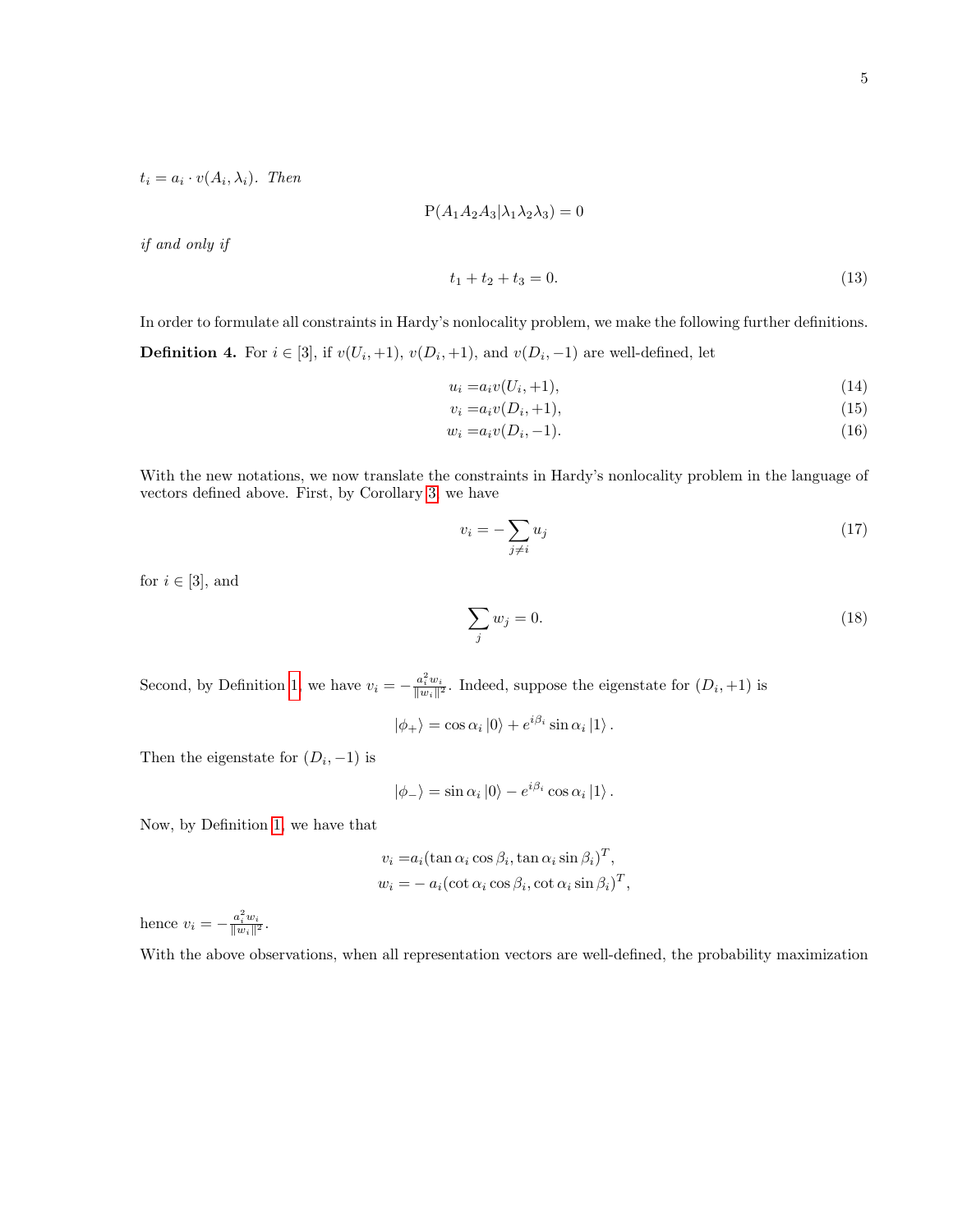$t_i = a_i \cdot v(A_i, \lambda_i)$. *Then*

$$\mathrm{P}(A_1 A_2 A_3 | \lambda_1 \lambda_2 \lambda_3) = 0$$

*if and only if*

$$t_1 + t_2 + t_3 = 0. \tag{13}$$

In order to formulate all constraints in Hardy's nonlocality problem, we make the following further definitions.

**Definition 4.** For $i \in [3]$, if $v(U_i, +1)$, $v(D_i, +1)$, and $v(D_i, -1)$ are well-defined, let

$$u_i = a_i v(U_i, +1), \tag{14}$$

$$v_i = a_i v(D_i, +1), \tag{15}$$

$$w_i = a_i v(D_i, -1). \tag{16}$$

With the new notations, we now translate the constraints in Hardy's nonlocality problem in the language of vectors defined above. First, by Corollary 3, we have

$$v_i = -\sum_{j \neq i} u_j \tag{17}$$

for $i \in [3]$, and

$$\sum_j w_j = 0. \tag{18}$$

Second, by Definition 1, we have $v_i = -\frac{a_i^2 w_i}{\|w_i\|^2}$. Indeed, suppose the eigenstate for $(D_i, +1)$ is

$$|\phi_+\rangle = \cos\alpha_i |0\rangle + e^{i\beta_i} \sin\alpha_i |1\rangle .$$

Then the eigenstate for $(D_i, -1)$ is

$$|\phi_-\rangle = \sin\alpha_i |0\rangle - e^{i\beta_i} \cos\alpha_i |1\rangle .$$

Now, by Definition 1, we have that

$$v_i = a_i(\tan\alpha_i \cos\beta_i, \tan\alpha_i \sin\beta_i)^T,$$

$$w_i = -a_i(\cot\alpha_i \cos\beta_i, \cot\alpha_i \sin\beta_i)^T,$$

hence $v_i = -\frac{a_i^2 w_i}{\|w_i\|^2}$.

With the above observations, when all representation vectors are well-defined, the probability maximization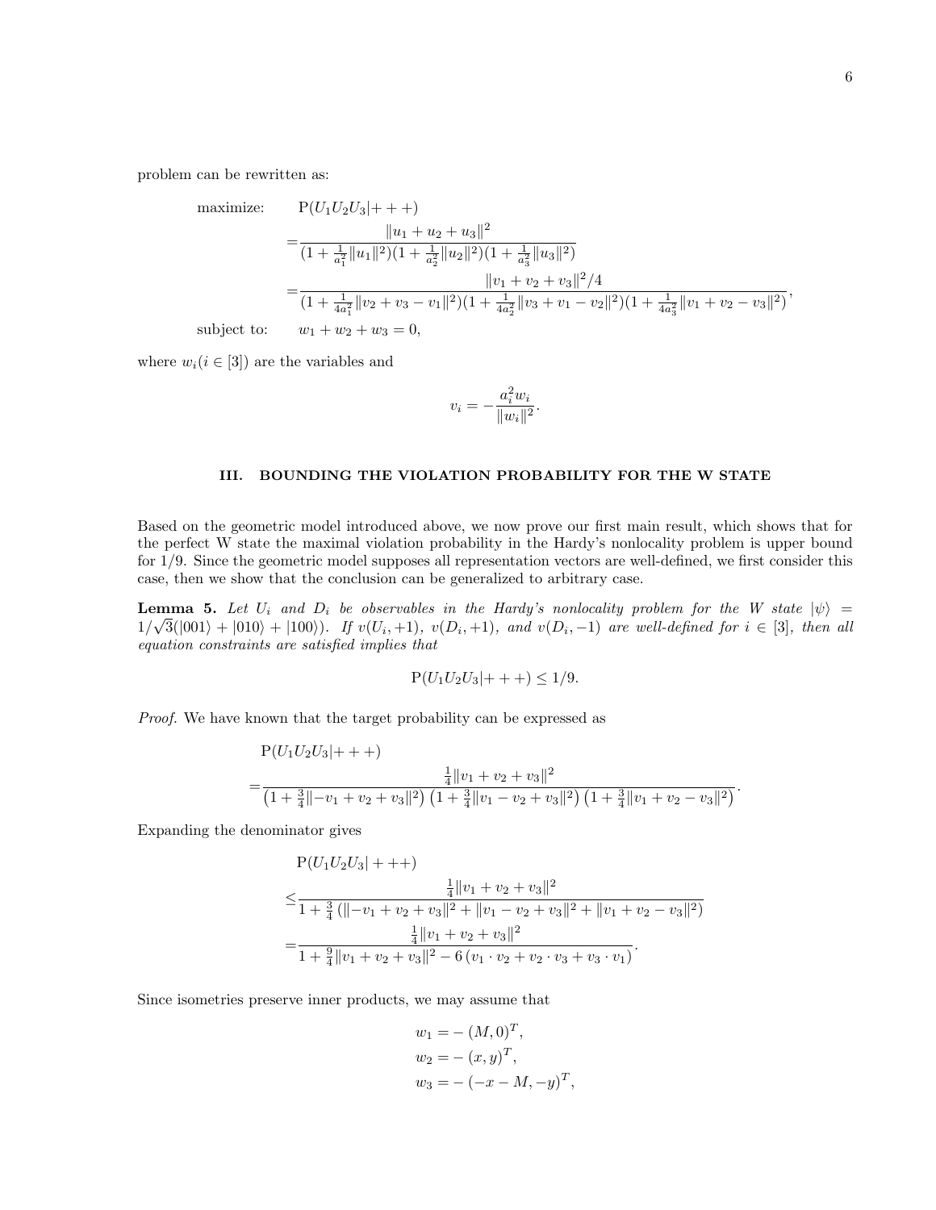problem can be rewritten as:

$$
\begin{aligned}
\text{maximize:} \quad & \mathrm{P}(U_1U_2U_3|+++) \\
=& \frac{\|u_1+u_2+u_3\|^2}{(1+\frac{1}{a_1^2}\|u_1\|^2)(1+\frac{1}{a_2^2}\|u_2\|^2)(1+\frac{1}{a_3^2}\|u_3\|^2)} \\
=& \frac{\|v_1+v_2+v_3\|^2/4}{(1+\frac{1}{4a_1^2}\|v_2+v_3-v_1\|^2)(1+\frac{1}{4a_2^2}\|v_3+v_1-v_2\|^2)(1+\frac{1}{4a_3^2}\|v_1+v_2-v_3\|^2)}, \\
\text{subject to:} \quad & w_1+w_2+w_3=0,
\end{aligned}
$$

where $w_i (i \in [3])$ are the variables and

$$
v_i = -\frac{a_i^2 w_i}{\|w_i\|^2}.
$$

## III. BOUNDING THE VIOLATION PROBABILITY FOR THE W STATE

Based on the geometric model introduced above, we now prove our first main result, which shows that for the perfect W state the maximal violation probability in the Hardy's nonlocality problem is upper bound for 1/9. Since the geometric model supposes all representation vectors are well-defined, we first consider this case, then we show that the conclusion can be generalized to arbitrary case.

**Lemma 5.** *Let $U_i$ and $D_i$ be observables in the Hardy's nonlocality problem for the W state $|\psi\rangle = 1/\sqrt{3}(|001\rangle + |010\rangle + |100\rangle)$. If $v(U_i,+1)$, $v(D_i,+1)$, and $v(D_i,-1)$ are well-defined for $i \in [3]$, then all equation constraints are satisfied implies that*

$$
\mathrm{P}(U_1U_2U_3|+++) \leq 1/9.
$$

*Proof.* We have known that the target probability can be expressed as

$$
\begin{aligned}
&\mathrm{P}(U_1U_2U_3|+++) \\
=& \frac{\frac{1}{4}\|v_1+v_2+v_3\|^2}{\left(1+\frac{3}{4}\|-v_1+v_2+v_3\|^2\right)\left(1+\frac{3}{4}\|v_1-v_2+v_3\|^2\right)\left(1+\frac{3}{4}\|v_1+v_2-v_3\|^2\right)}.
\end{aligned}
$$

Expanding the denominator gives

$$
\begin{aligned}
&\mathrm{P}(U_1U_2U_3|+++) \\
\leq& \frac{\frac{1}{4}\|v_1+v_2+v_3\|^2}{1+\frac{3}{4}\left(\|-v_1+v_2+v_3\|^2+\|v_1-v_2+v_3\|^2+\|v_1+v_2-v_3\|^2\right)} \\
=& \frac{\frac{1}{4}\|v_1+v_2+v_3\|^2}{1+\frac{9}{4}\|v_1+v_2+v_3\|^2-6\left(v_1\cdot v_2+v_2\cdot v_3+v_3\cdot v_1\right)}.
\end{aligned}
$$

Since isometries preserve inner products, we may assume that

$$
\begin{aligned}
w_1 =& -(M,0)^T, \\
w_2 =& -(x,y)^T, \\
w_3 =& -(-x-M,-y)^T,
\end{aligned}
$$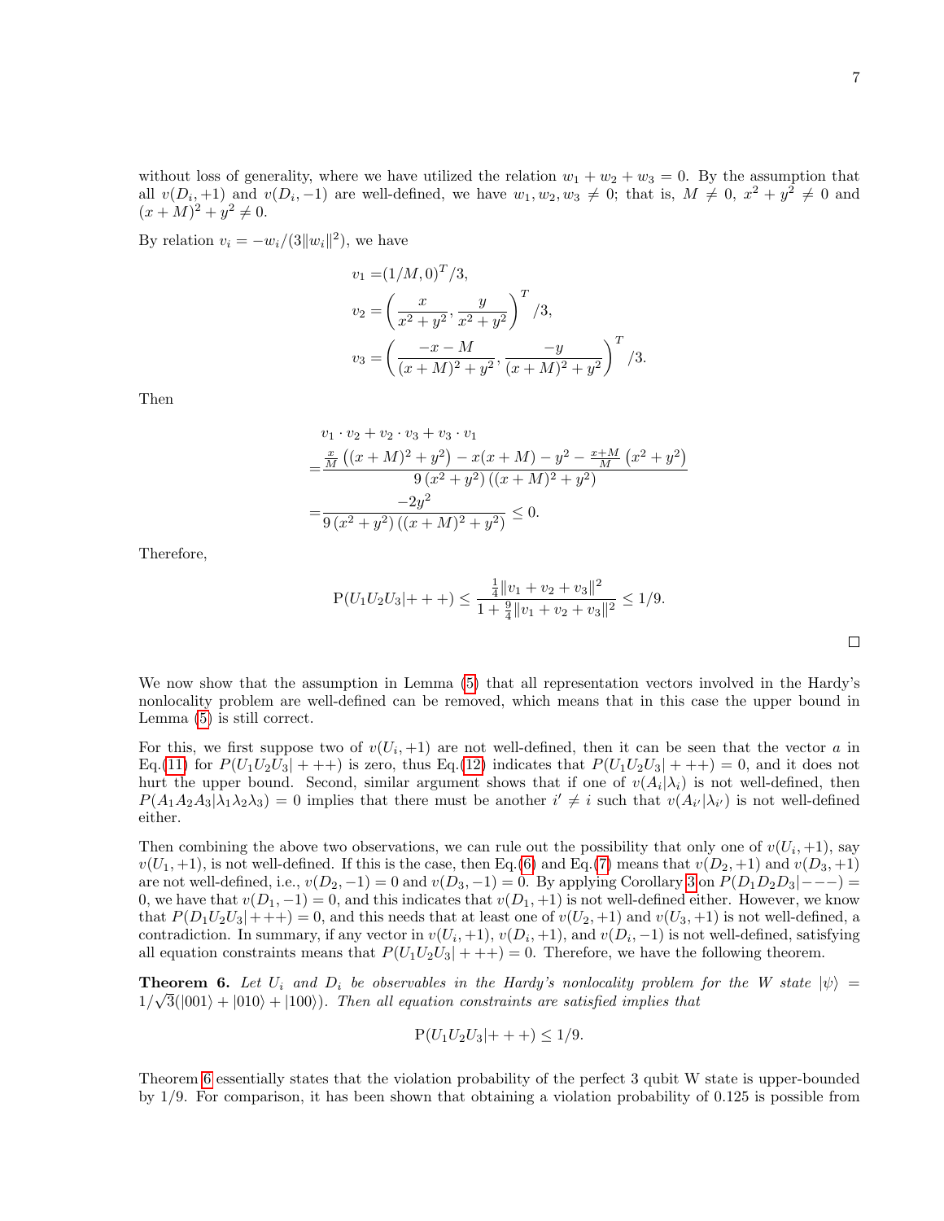without loss of generality, where we have utilized the relation $w_1 + w_2 + w_3 = 0$. By the assumption that all $v(D_i, +1)$ and $v(D_i, -1)$ are well-defined, we have $w_1, w_2, w_3 \neq 0$; that is, $M \neq 0$, $x^2 + y^2 \neq 0$ and $(x+M)^2 + y^2 \neq 0$.

By relation $v_i = -w_i/(3\|w_i\|^2)$, we have

$$
\begin{aligned}
v_1 =& (1/M, 0)^T/3, \\
v_2 =& \left(\frac{x}{x^2+y^2}, \frac{y}{x^2+y^2}\right)^T/3, \\
v_3 =& \left(\frac{-x-M}{(x+M)^2+y^2}, \frac{-y}{(x+M)^2+y^2}\right)^T/3.
\end{aligned}
$$

Then

$$
\begin{aligned}
& v_1 \cdot v_2 + v_2 \cdot v_3 + v_3 \cdot v_1 \\
=& \frac{\frac{x}{M}\left((x+M)^2+y^2\right) - x(x+M) - y^2 - \frac{x+M}{M}\left(x^2+y^2\right)}{9\left(x^2+y^2\right)\left((x+M)^2+y^2\right)} \\
=& \frac{-2y^2}{9\left(x^2+y^2\right)\left((x+M)^2+y^2\right)} \leq 0.
\end{aligned}
$$

Therefore,

$$
\mathrm{P}(U_1U_2U_3|+++) \leq \frac{\frac{1}{4}\|v_1+v_2+v_3\|^2}{1+\frac{9}{4}\|v_1+v_2+v_3\|^2} \leq 1/9.
$$

□

We now show that the assumption in Lemma (5) that all representation vectors involved in the Hardy's nonlocality problem are well-defined can be removed, which means that in this case the upper bound in Lemma (5) is still correct.

For this, we first suppose two of $v(U_i, +1)$ are not well-defined, then it can be seen that the vector $a$ in Eq.(11) for $P(U_1U_2U_3|+++)$ is zero, thus Eq.(12) indicates that $P(U_1U_2U_3|+++) = 0$, and it does not hurt the upper bound. Second, similar argument shows that if one of $v(A_i|\lambda_i)$ is not well-defined, then $P(A_1A_2A_3|\lambda_1\lambda_2\lambda_3) = 0$ implies that there must be another $i' \neq i$ such that $v(A_{i'}|\lambda_{i'})$ is not well-defined either.

Then combining the above two observations, we can rule out the possibility that only one of $v(U_i, +1)$, say $v(U_1, +1)$, is not well-defined. If this is the case, then Eq.(6) and Eq.(7) means that $v(D_2, +1)$ and $v(D_3, +1)$ are not well-defined, i.e., $v(D_2, -1) = 0$ and $v(D_3, -1) = 0$. By applying Corollary 3 on $P(D_1D_2D_3|---) = 0$, we have that $v(D_1, -1) = 0$, and this indicates that $v(D_1, +1)$ is not well-defined either. However, we know that $P(D_1U_2U_3|+++) = 0$, and this needs that at least one of $v(U_2, +1)$ and $v(U_3, +1)$ is not well-defined, a contradiction. In summary, if any vector in $v(U_i, +1)$, $v(D_i, +1)$, and $v(D_i, -1)$ is not well-defined, satisfying all equation constraints means that $P(U_1U_2U_3|+++) = 0$. Therefore, we have the following theorem.

**Theorem 6.** *Let $U_i$ and $D_i$ be observables in the Hardy's nonlocality problem for the W state $|\psi\rangle = 1/\sqrt{3}(|001\rangle + |010\rangle + |100\rangle)$. Then all equation constraints are satisfied implies that*

$$
\mathrm{P}(U_1U_2U_3|+++) \leq 1/9.
$$

Theorem 6 essentially states that the violation probability of the perfect 3 qubit W state is upper-bounded by 1/9. For comparison, it has been shown that obtaining a violation probability of 0.125 is possible from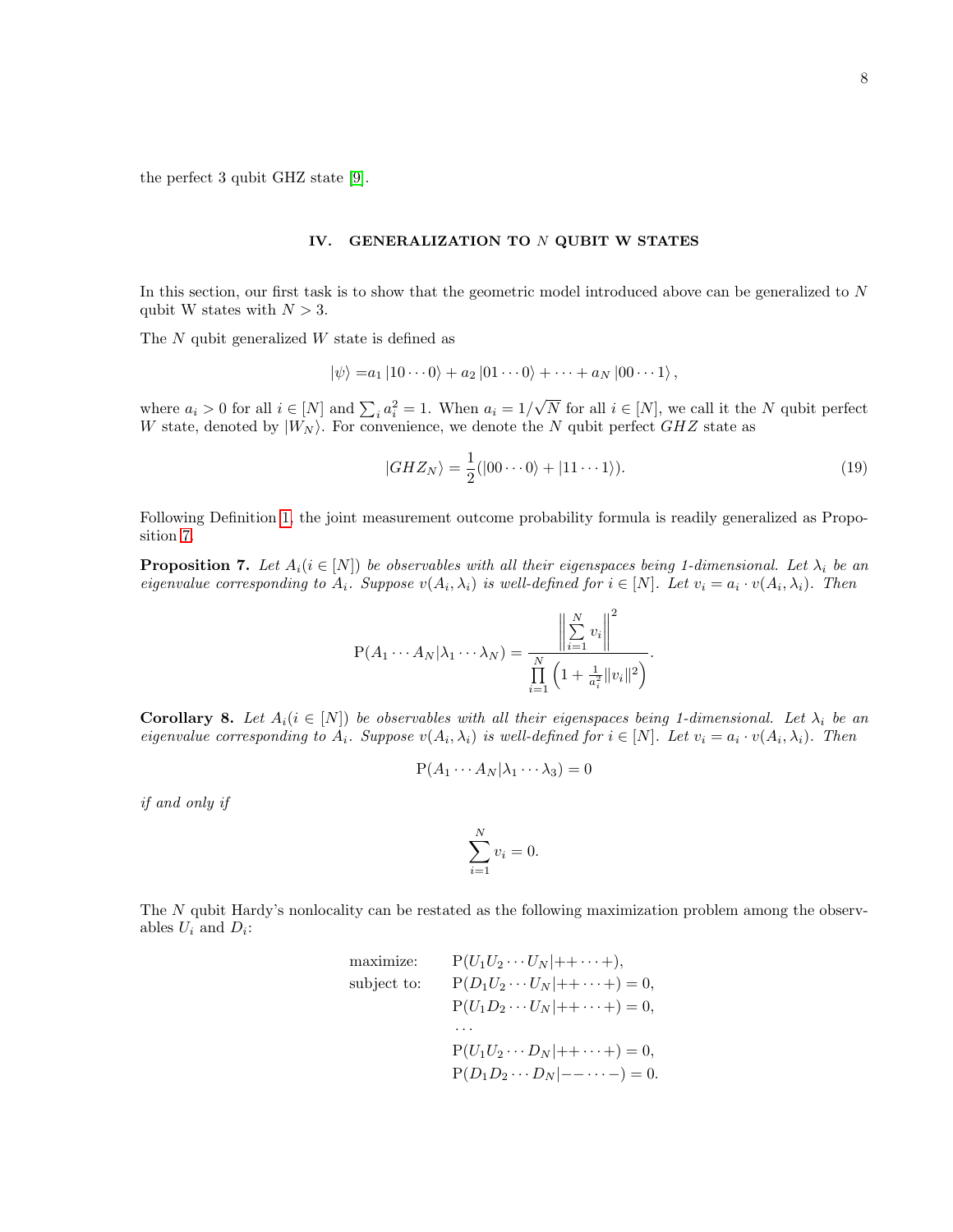the perfect 3 qubit GHZ state [9].

## IV. GENERALIZATION TO $N$ QUBIT W STATES

In this section, our first task is to show that the geometric model introduced above can be generalized to $N$ qubit W states with $N > 3$.

The $N$ qubit generalized $W$ state is defined as

$$|\psi\rangle = a_1 |10\cdots 0\rangle + a_2 |01\cdots 0\rangle + \cdots + a_N |00\cdots 1\rangle ,$$

where $a_i > 0$ for all $i \in [N]$ and $\sum_i a_i^2 = 1$. When $a_i = 1/\sqrt{N}$ for all $i \in [N]$, we call it the $N$ qubit perfect $W$ state, denoted by $|W_N\rangle$. For convenience, we denote the $N$ qubit perfect $GHZ$ state as

$$|GHZ_N\rangle = \frac{1}{2}(|00\cdots 0\rangle + |11\cdots 1\rangle). \tag{19}$$

Following Definition 1, the joint measurement outcome probability formula is readily generalized as Proposition 7.

**Proposition 7.** *Let $A_i (i \in [N])$ be observables with all their eigenspaces being 1-dimensional. Let $\lambda_i$ be an eigenvalue corresponding to $A_i$. Suppose $v(A_i, \lambda_i)$ is well-defined for $i \in [N]$. Let $v_i = a_i \cdot v(A_i, \lambda_i)$. Then*

$$\mathrm{P}(A_1 \cdots A_N | \lambda_1 \cdots \lambda_N) = \frac{\left\| \sum\limits_{i=1}^{N} v_i \right\|^2}{\prod\limits_{i=1}^{N} \left(1 + \frac{1}{a_i^2} \|v_i\|^2\right)}.$$

**Corollary 8.** *Let $A_i (i \in [N])$ be observables with all their eigenspaces being 1-dimensional. Let $\lambda_i$ be an eigenvalue corresponding to $A_i$. Suppose $v(A_i, \lambda_i)$ is well-defined for $i \in [N]$. Let $v_i = a_i \cdot v(A_i, \lambda_i)$. Then*

$$\mathrm{P}(A_1 \cdots A_N | \lambda_1 \cdots \lambda_3) = 0$$

*if and only if*

$$\sum_{i=1}^{N} v_i = 0.$$

The $N$ qubit Hardy's nonlocality can be restated as the following maximization problem among the observables $U_i$ and $D_i$:

$$\begin{aligned}
\text{maximize:} \quad & \mathrm{P}(U_1 U_2 \cdots U_N | {+}{+} \cdots {+}), \\
\text{subject to:} \quad & \mathrm{P}(D_1 U_2 \cdots U_N | {+}{+} \cdots {+}) = 0, \\
& \mathrm{P}(U_1 D_2 \cdots U_N | {+}{+} \cdots {+}) = 0, \\
& \cdots \\
& \mathrm{P}(U_1 U_2 \cdots D_N | {+}{+} \cdots {+}) = 0, \\
& \mathrm{P}(D_1 D_2 \cdots D_N | {-}{-} \cdots {-}) = 0.
\end{aligned}$$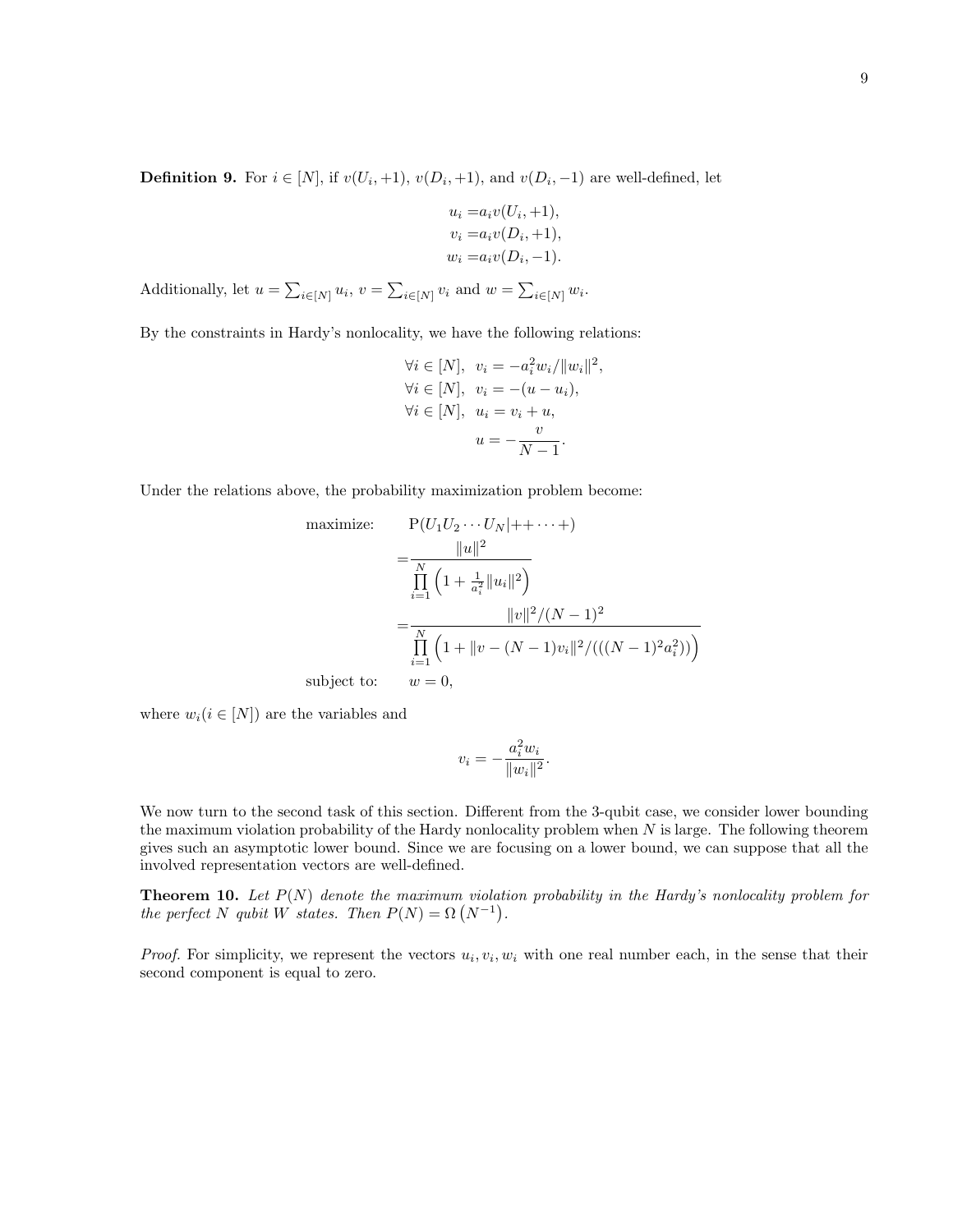**Definition 9.** For $i \in [N]$, if $v(U_i, +1)$, $v(D_i, +1)$, and $v(D_i, -1)$ are well-defined, let

$$
\begin{aligned}
u_i =& a_i v(U_i, +1), \\
v_i =& a_i v(D_i, +1), \\
w_i =& a_i v(D_i, -1).
\end{aligned}
$$

Additionally, let $u = \sum_{i\in[N]} u_i$, $v = \sum_{i\in[N]} v_i$ and $w = \sum_{i\in[N]} w_i$.

By the constraints in Hardy's nonlocality, we have the following relations:

$$
\begin{aligned}
\forall i \in [N],&\ \ v_i = -a_i^2 w_i/\|w_i\|^2, \\
\forall i \in [N],&\ \ v_i = -(u - u_i), \\
\forall i \in [N],&\ \ u_i = v_i + u, \\
&\ \ u = -\frac{v}{N-1}.
\end{aligned}
$$

Under the relations above, the probability maximization problem become:

$$
\begin{aligned}
\text{maximize:} \quad & \mathrm{P}(U_1 U_2 \cdots U_N | {+}{+} \cdots {+}) \\
=& \frac{\|u\|^2}{\prod_{i=1}^{N} \left(1 + \frac{1}{a_i^2}\|u_i\|^2\right)} \\
=& \frac{\|v\|^2/(N-1)^2}{\prod_{i=1}^{N} \left(1 + \|v - (N-1)v_i\|^2/(((N-1)^2 a_i^2))\right)} \\
\text{subject to:} \quad & w = 0,
\end{aligned}
$$

where $w_i (i \in [N])$ are the variables and

$$
v_i = -\frac{a_i^2 w_i}{\|w_i\|^2}.
$$

We now turn to the second task of this section. Different from the 3-qubit case, we consider lower bounding the maximum violation probability of the Hardy nonlocality problem when $N$ is large. The following theorem gives such an asymptotic lower bound. Since we are focusing on a lower bound, we can suppose that all the involved representation vectors are well-defined.

**Theorem 10.** *Let $P(N)$ denote the maximum violation probability in the Hardy's nonlocality problem for the perfect $N$ qubit W states. Then $P(N) = \Omega\left(N^{-1}\right)$.*

*Proof.* For simplicity, we represent the vectors $u_i, v_i, w_i$ with one real number each, in the sense that their second component is equal to zero.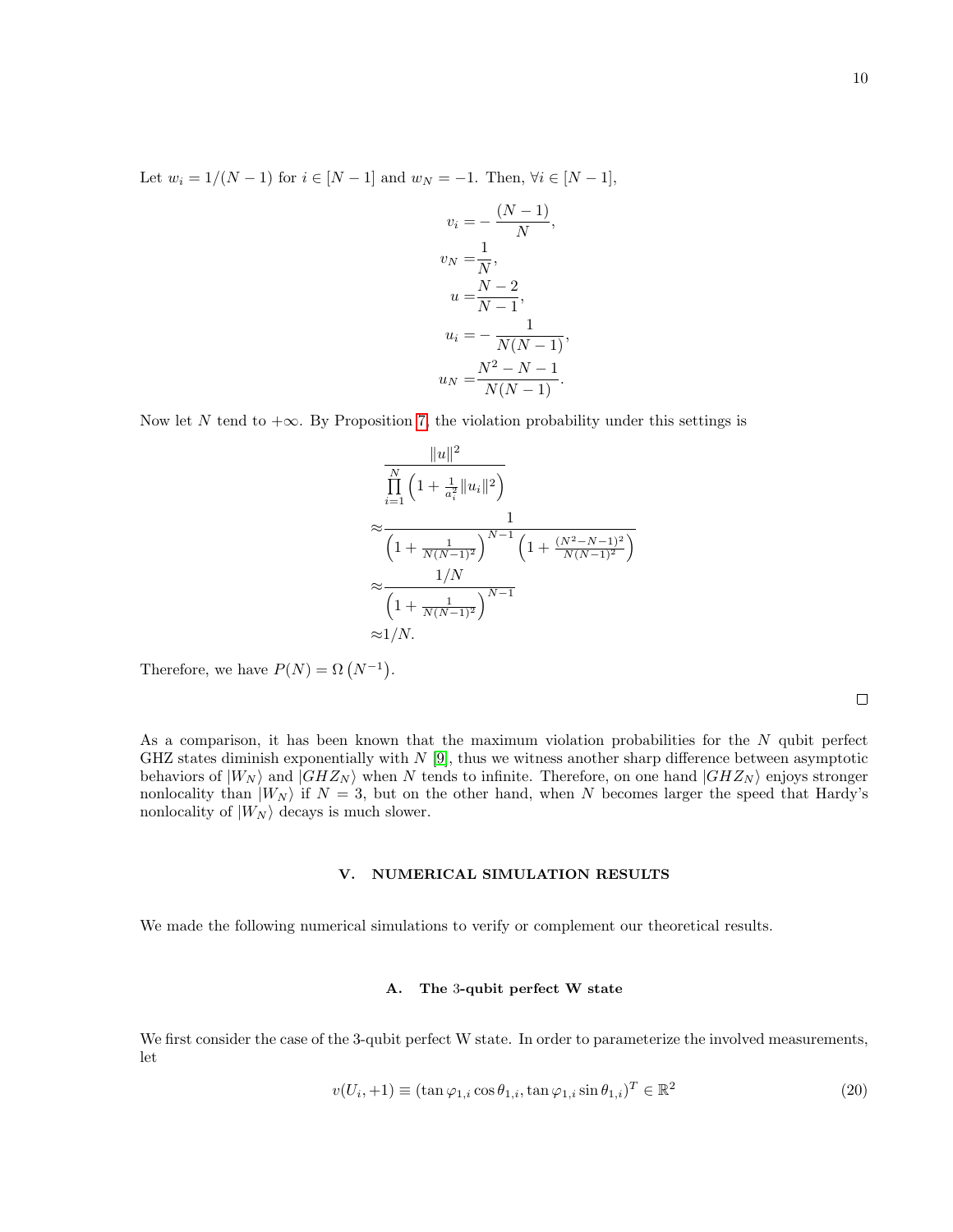Let $w_i = 1/(N-1)$ for $i \in [N-1]$ and $w_N = -1$. Then, $\forall i \in [N-1]$,

$$
\begin{aligned}
v_i =& -\frac{(N-1)}{N}, \\
v_N =& \frac{1}{N}, \\
u =& \frac{N-2}{N-1}, \\
u_i =& -\frac{1}{N(N-1)}, \\
u_N =& \frac{N^2-N-1}{N(N-1)}.
\end{aligned}
$$

Now let $N$ tend to $+\infty$. By Proposition 7, the violation probability under this settings is

$$
\begin{aligned}
&\frac{\|u\|^2}{\prod_{i=1}^{N}\left(1+\frac{1}{a_i^2}\|u_i\|^2\right)} \\
\approx& \frac{1}{\left(1+\frac{1}{N(N-1)^2}\right)^{N-1}\left(1+\frac{(N^2-N-1)^2}{N(N-1)^2}\right)} \\
\approx& \frac{1/N}{\left(1+\frac{1}{N(N-1)^2}\right)^{N-1}} \\
\approx& 1/N.
\end{aligned}
$$

Therefore, we have $P(N) = \Omega\left(N^{-1}\right)$.

□

As a comparison, it has been known that the maximum violation probabilities for the $N$ qubit perfect GHZ states diminish exponentially with $N$ [9], thus we witness another sharp difference between asymptotic behaviors of $|W_N\rangle$ and $|GHZ_N\rangle$ when $N$ tends to infinite. Therefore, on one hand $|GHZ_N\rangle$ enjoys stronger nonlocality than $|W_N\rangle$ if $N=3$, but on the other hand, when $N$ becomes larger the speed that Hardy's nonlocality of $|W_N\rangle$ decays is much slower.

## V. NUMERICAL SIMULATION RESULTS

We made the following numerical simulations to verify or complement our theoretical results.

### A. The 3-qubit perfect W state

We first consider the case of the 3-qubit perfect W state. In order to parameterize the involved measurements, let

$$
v(U_i, +1) \equiv (\tan\varphi_{1,i}\cos\theta_{1,i}, \tan\varphi_{1,i}\sin\theta_{1,i})^T \in \mathbb{R}^2 \tag{20}
$$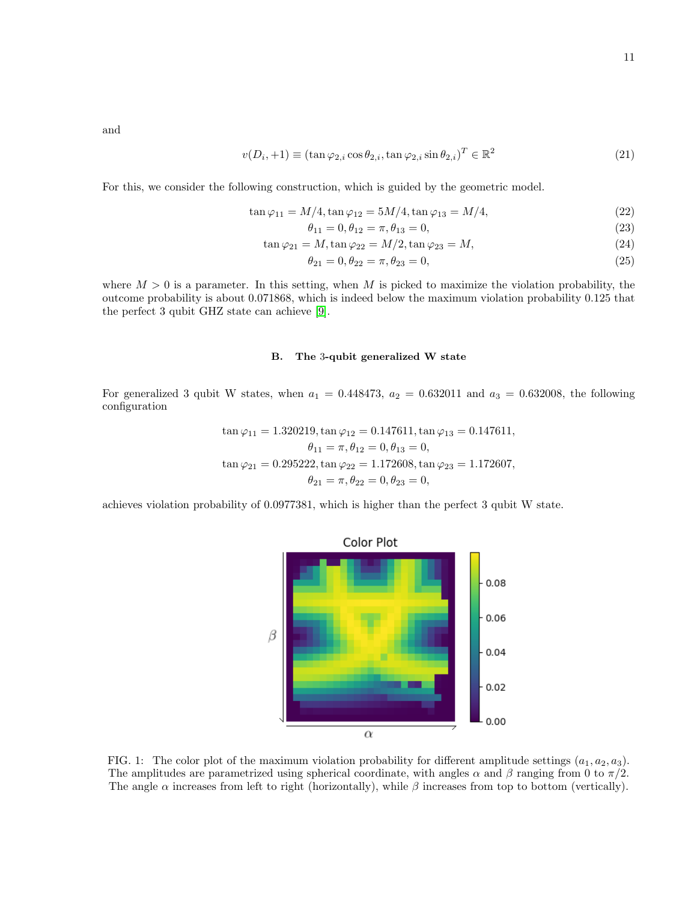and

$$v(D_i, +1) \equiv (\tan\varphi_{2,i}\cos\theta_{2,i}, \tan\varphi_{2,i}\sin\theta_{2,i})^T \in \mathbb{R}^2 \tag{21}$$

For this, we consider the following construction, which is guided by the geometric model.

$$\tan\varphi_{11} = M/4, \tan\varphi_{12} = 5M/4, \tan\varphi_{13} = M/4, \tag{22}$$

$$\theta_{11} = 0, \theta_{12} = \pi, \theta_{13} = 0, \tag{23}$$

$$\tan\varphi_{21} = M, \tan\varphi_{22} = M/2, \tan\varphi_{23} = M, \tag{24}$$

$$\theta_{21} = 0, \theta_{22} = \pi, \theta_{23} = 0, \tag{25}$$

where $M > 0$ is a parameter. In this setting, when $M$ is picked to maximize the violation probability, the outcome probability is about 0.071868, which is indeed below the maximum violation probability 0.125 that the perfect 3 qubit GHZ state can achieve [9].

### B. The 3-qubit generalized W state

For generalized 3 qubit W states, when $a_1 = 0.448473$, $a_2 = 0.632011$ and $a_3 = 0.632008$, the following configuration

$$\tan\varphi_{11} = 1.320219, \tan\varphi_{12} = 0.147611, \tan\varphi_{13} = 0.147611,$$

$$\theta_{11} = \pi, \theta_{12} = 0, \theta_{13} = 0,$$

$$\tan\varphi_{21} = 0.295222, \tan\varphi_{22} = 1.172608, \tan\varphi_{23} = 1.172607,$$

$$\theta_{21} = \pi, \theta_{22} = 0, \theta_{23} = 0,$$

achieves violation probability of 0.0977381, which is higher than the perfect 3 qubit W state.

FIG. 1: The color plot of the maximum violation probability for different amplitude settings $(a_1, a_2, a_3)$. The amplitudes are parametrized using spherical coordinate, with angles $\alpha$ and $\beta$ ranging from 0 to $\pi/2$. The angle $\alpha$ increases from left to right (horizontally), while $\beta$ increases from top to bottom (vertically).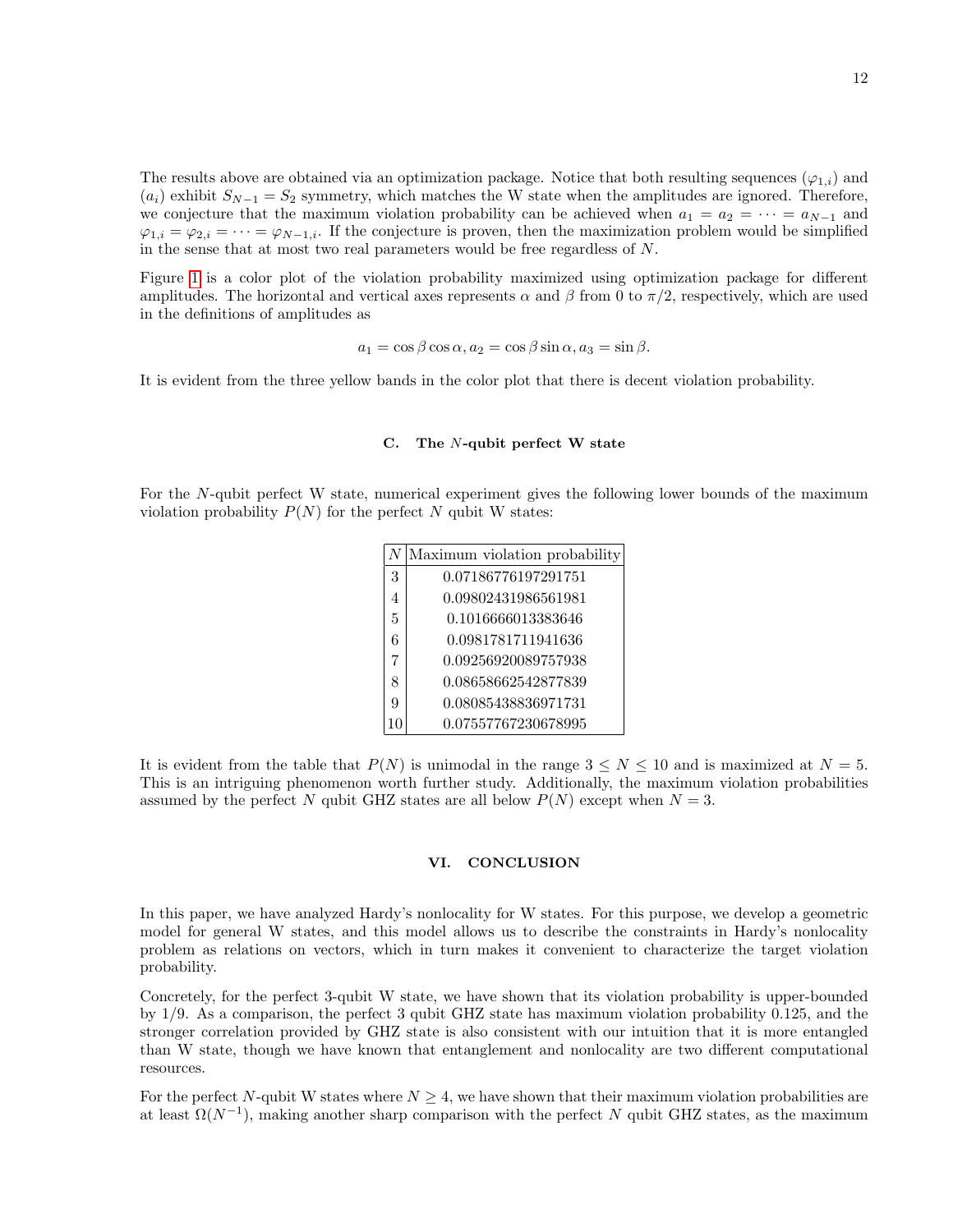The results above are obtained via an optimization package. Notice that both resulting sequences $(\varphi_{1,i})$ and $(a_i)$ exhibit $S_{N-1} = S_2$ symmetry, which matches the W state when the amplitudes are ignored. Therefore, we conjecture that the maximum violation probability can be achieved when $a_1 = a_2 = \cdots = a_{N-1}$ and $\varphi_{1,i} = \varphi_{2,i} = \cdots = \varphi_{N-1,i}$. If the conjecture is proven, then the maximization problem would be simplified in the sense that at most two real parameters would be free regardless of $N$.

Figure 1 is a color plot of the violation probability maximized using optimization package for different amplitudes. The horizontal and vertical axes represents $\alpha$ and $\beta$ from 0 to $\pi/2$, respectively, which are used in the definitions of amplitudes as

$$a_1 = \cos\beta\cos\alpha, a_2 = \cos\beta\sin\alpha, a_3 = \sin\beta.$$

It is evident from the three yellow bands in the color plot that there is decent violation probability.

### C. The $N$-qubit perfect W state

For the $N$-qubit perfect W state, numerical experiment gives the following lower bounds of the maximum violation probability $P(N)$ for the perfect $N$ qubit W states:

| $N$ | Maximum violation probability |
|---|---|
| 3 | 0.07186776197291751 |
| 4 | 0.09802431986561981 |
| 5 | 0.1016666013383646 |
| 6 | 0.0981781711941636 |
| 7 | 0.09256920089757938 |
| 8 | 0.08658662542877839 |
| 9 | 0.08085438836971731 |
| 10 | 0.07557767230678995 |

It is evident from the table that $P(N)$ is unimodal in the range $3 \leq N \leq 10$ and is maximized at $N = 5$. This is an intriguing phenomenon worth further study. Additionally, the maximum violation probabilities assumed by the perfect $N$ qubit GHZ states are all below $P(N)$ except when $N = 3$.

## VI. CONCLUSION

In this paper, we have analyzed Hardy's nonlocality for W states. For this purpose, we develop a geometric model for general W states, and this model allows us to describe the constraints in Hardy's nonlocality problem as relations on vectors, which in turn makes it convenient to characterize the target violation probability.

Concretely, for the perfect 3-qubit W state, we have shown that its violation probability is upper-bounded by 1/9. As a comparison, the perfect 3 qubit GHZ state has maximum violation probability 0.125, and the stronger correlation provided by GHZ state is also consistent with our intuition that it is more entangled than W state, though we have known that entanglement and nonlocality are two different computational resources.

For the perfect $N$-qubit W states where $N \geq 4$, we have shown that their maximum violation probabilities are at least $\Omega(N^{-1})$, making another sharp comparison with the perfect $N$ qubit GHZ states, as the maximum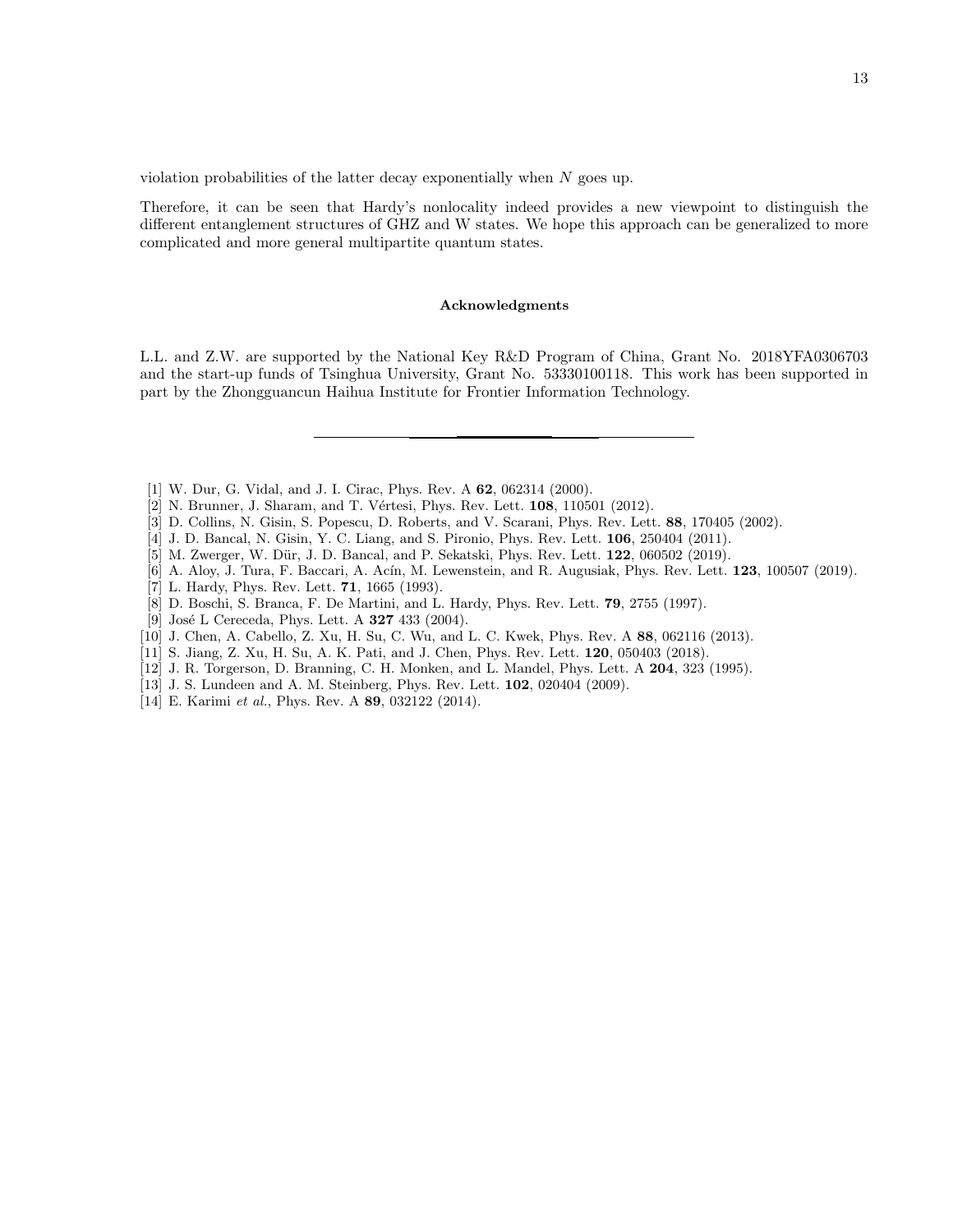violation probabilities of the latter decay exponentially when $N$ goes up.

Therefore, it can be seen that Hardy's nonlocality indeed provides a new viewpoint to distinguish the different entanglement structures of GHZ and W states. We hope this approach can be generalized to more complicated and more general multipartite quantum states.

### Acknowledgments

L.L. and Z.W. are supported by the National Key R&D Program of China, Grant No. 2018YFA0306703 and the start-up funds of Tsinghua University, Grant No. 53330100118. This work has been supported in part by the Zhongguancun Haihua Institute for Frontier Information Technology.

---

[1] W. Dur, G. Vidal, and J. I. Cirac, Phys. Rev. A **62**, 062314 (2000).

[2] N. Brunner, J. Sharam, and T. Vértesi, Phys. Rev. Lett. **108**, 110501 (2012).

[3] D. Collins, N. Gisin, S. Popescu, D. Roberts, and V. Scarani, Phys. Rev. Lett. **88**, 170405 (2002).

[4] J. D. Bancal, N. Gisin, Y. C. Liang, and S. Pironio, Phys. Rev. Lett. **106**, 250404 (2011).

[5] M. Zwerger, W. Dür, J. D. Bancal, and P. Sekatski, Phys. Rev. Lett. **122**, 060502 (2019).

[6] A. Aloy, J. Tura, F. Baccari, A. Acín, M. Lewenstein, and R. Augusiak, Phys. Rev. Lett. **123**, 100507 (2019).

[7] L. Hardy, Phys. Rev. Lett. **71**, 1665 (1993).

[8] D. Boschi, S. Branca, F. De Martini, and L. Hardy, Phys. Rev. Lett. **79**, 2755 (1997).

[9] José L Cereceda, Phys. Lett. A **327** 433 (2004).

[10] J. Chen, A. Cabello, Z. Xu, H. Su, C. Wu, and L. C. Kwek, Phys. Rev. A **88**, 062116 (2013).

[11] S. Jiang, Z. Xu, H. Su, A. K. Pati, and J. Chen, Phys. Rev. Lett. **120**, 050403 (2018).

[12] J. R. Torgerson, D. Branning, C. H. Monken, and L. Mandel, Phys. Lett. A **204**, 323 (1995).

[13] J. S. Lundeen and A. M. Steinberg, Phys. Rev. Lett. **102**, 020404 (2009).

[14] E. Karimi *et al.*, Phys. Rev. A **89**, 032122 (2014).